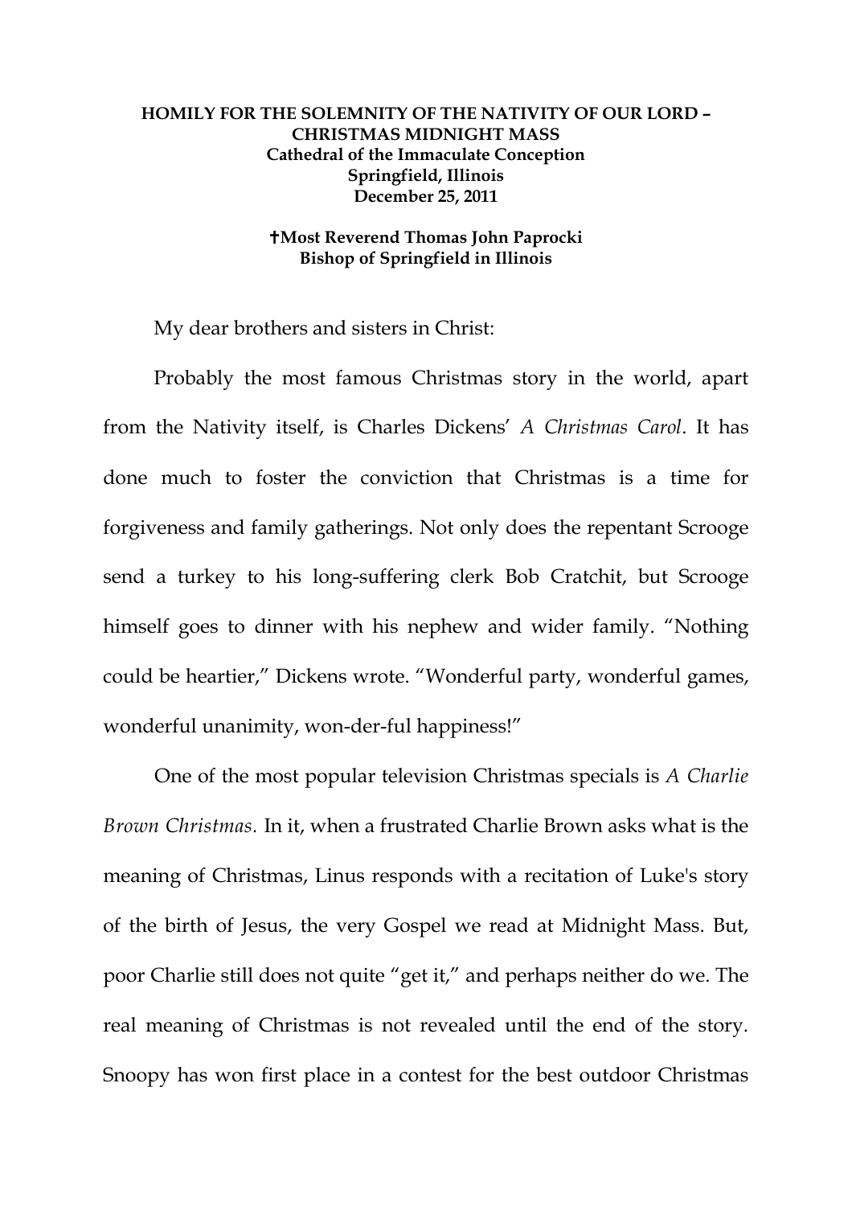**HOMILY FOR THE SOLEMNITY OF THE NATIVITY OF OUR LORD – CHRISTMAS MIDNIGHT MASS**
**Cathedral of the Immaculate Conception**
**Springfield, Illinois**
**December 25, 2011**

**✝Most Reverend Thomas John Paprocki**
**Bishop of Springfield in Illinois**

My dear brothers and sisters in Christ:

Probably the most famous Christmas story in the world, apart from the Nativity itself, is Charles Dickens' *A Christmas Carol*. It has done much to foster the conviction that Christmas is a time for forgiveness and family gatherings. Not only does the repentant Scrooge send a turkey to his long-suffering clerk Bob Cratchit, but Scrooge himself goes to dinner with his nephew and wider family. "Nothing could be heartier," Dickens wrote. "Wonderful party, wonderful games, wonderful unanimity, won-der-ful happiness!"

One of the most popular television Christmas specials is *A Charlie Brown Christmas.* In it, when a frustrated Charlie Brown asks what is the meaning of Christmas, Linus responds with a recitation of Luke's story of the birth of Jesus, the very Gospel we read at Midnight Mass. But, poor Charlie still does not quite "get it," and perhaps neither do we. The real meaning of Christmas is not revealed until the end of the story. Snoopy has won first place in a contest for the best outdoor Christmas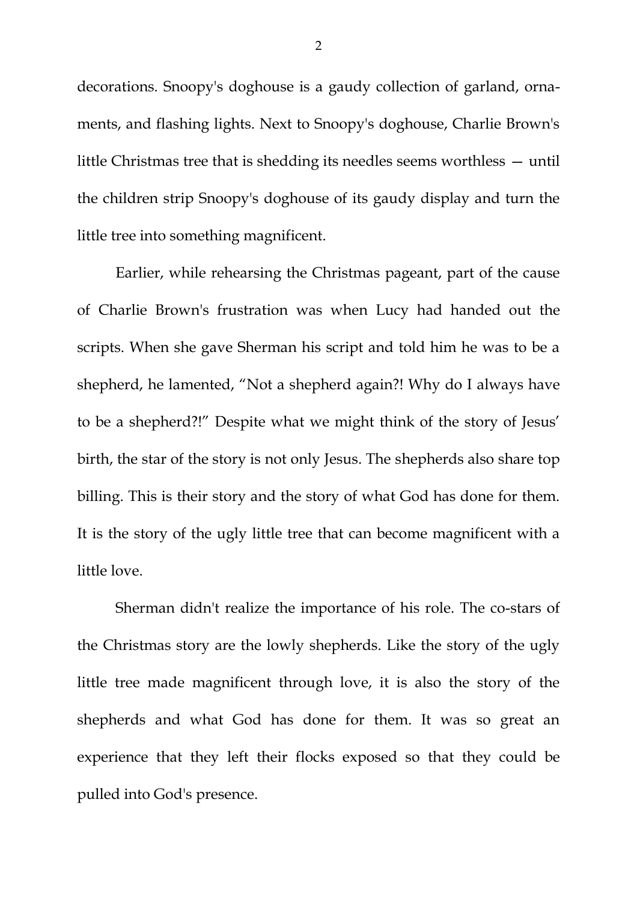decorations. Snoopy's doghouse is a gaudy collection of garland, ornaments, and flashing lights. Next to Snoopy's doghouse, Charlie Brown's little Christmas tree that is shedding its needles seems worthless — until the children strip Snoopy's doghouse of its gaudy display and turn the little tree into something magnificent.

Earlier, while rehearsing the Christmas pageant, part of the cause of Charlie Brown's frustration was when Lucy had handed out the scripts. When she gave Sherman his script and told him he was to be a shepherd, he lamented, "Not a shepherd again?! Why do I always have to be a shepherd?!" Despite what we might think of the story of Jesus' birth, the star of the story is not only Jesus. The shepherds also share top billing. This is their story and the story of what God has done for them. It is the story of the ugly little tree that can become magnificent with a little love.

Sherman didn't realize the importance of his role. The co-stars of the Christmas story are the lowly shepherds. Like the story of the ugly little tree made magnificent through love, it is also the story of the shepherds and what God has done for them. It was so great an experience that they left their flocks exposed so that they could be pulled into God's presence.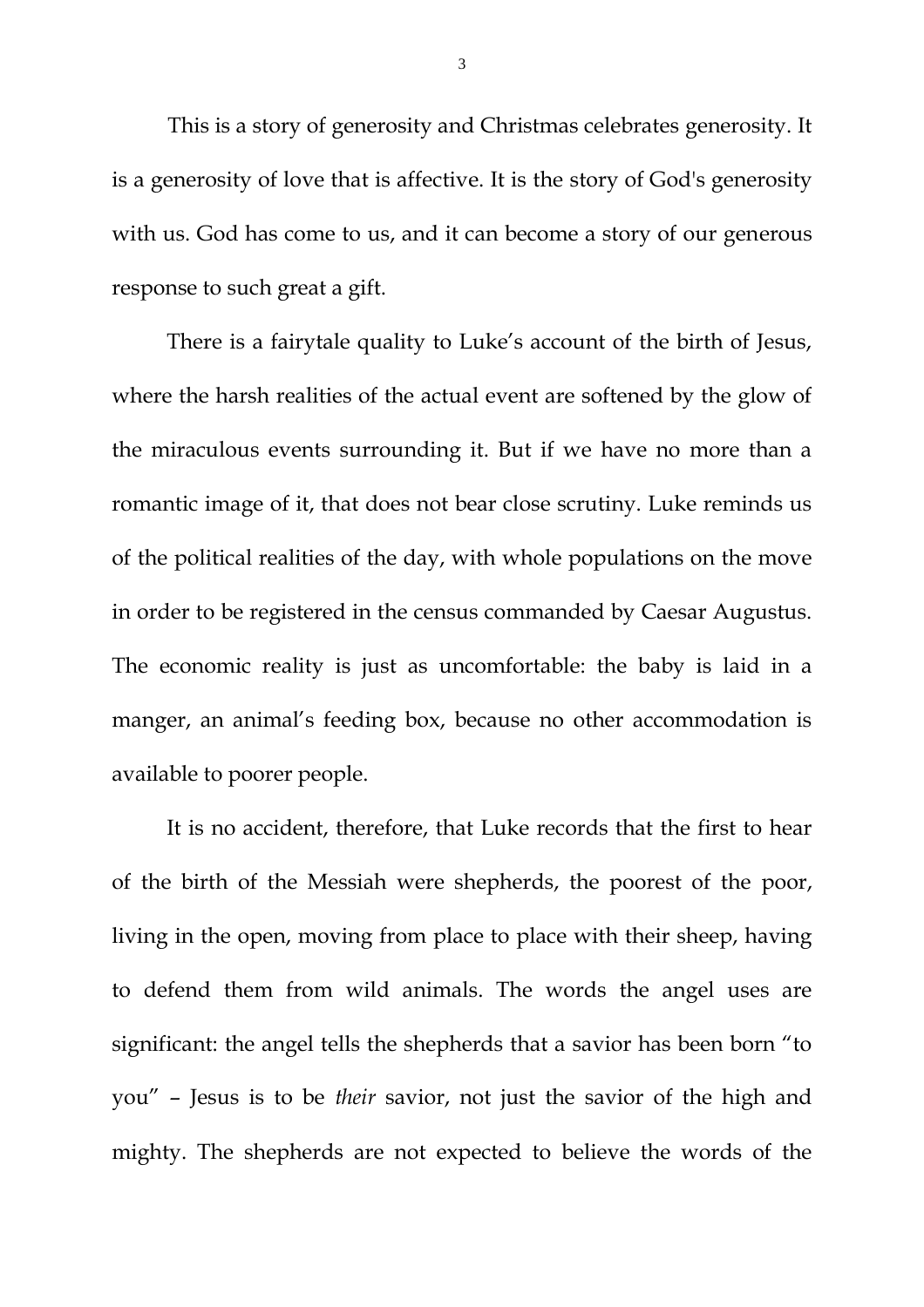This is a story of generosity and Christmas celebrates generosity. It is a generosity of love that is affective. It is the story of God's generosity with us. God has come to us, and it can become a story of our generous response to such great a gift.

There is a fairytale quality to Luke's account of the birth of Jesus, where the harsh realities of the actual event are softened by the glow of the miraculous events surrounding it. But if we have no more than a romantic image of it, that does not bear close scrutiny. Luke reminds us of the political realities of the day, with whole populations on the move in order to be registered in the census commanded by Caesar Augustus. The economic reality is just as uncomfortable: the baby is laid in a manger, an animal's feeding box, because no other accommodation is available to poorer people.

It is no accident, therefore, that Luke records that the first to hear of the birth of the Messiah were shepherds, the poorest of the poor, living in the open, moving from place to place with their sheep, having to defend them from wild animals. The words the angel uses are significant: the angel tells the shepherds that a savior has been born "to you" – Jesus is to be *their* savior, not just the savior of the high and mighty. The shepherds are not expected to believe the words of the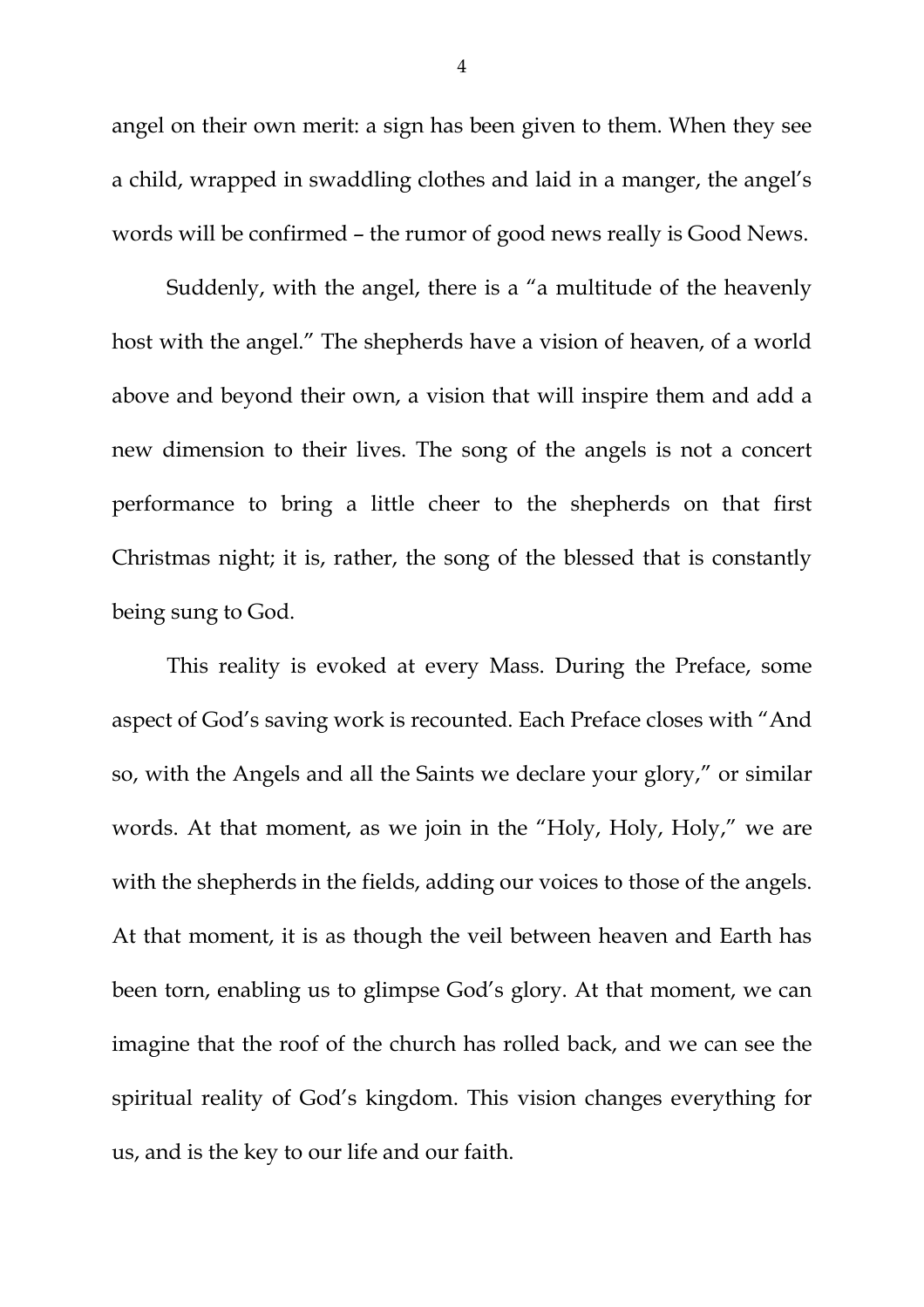angel on their own merit: a sign has been given to them. When they see a child, wrapped in swaddling clothes and laid in a manger, the angel's words will be confirmed – the rumor of good news really is Good News.

Suddenly, with the angel, there is a "a multitude of the heavenly host with the angel." The shepherds have a vision of heaven, of a world above and beyond their own, a vision that will inspire them and add a new dimension to their lives. The song of the angels is not a concert performance to bring a little cheer to the shepherds on that first Christmas night; it is, rather, the song of the blessed that is constantly being sung to God.

This reality is evoked at every Mass. During the Preface, some aspect of God's saving work is recounted. Each Preface closes with "And so, with the Angels and all the Saints we declare your glory," or similar words. At that moment, as we join in the "Holy, Holy, Holy," we are with the shepherds in the fields, adding our voices to those of the angels. At that moment, it is as though the veil between heaven and Earth has been torn, enabling us to glimpse God's glory. At that moment, we can imagine that the roof of the church has rolled back, and we can see the spiritual reality of God's kingdom. This vision changes everything for us, and is the key to our life and our faith.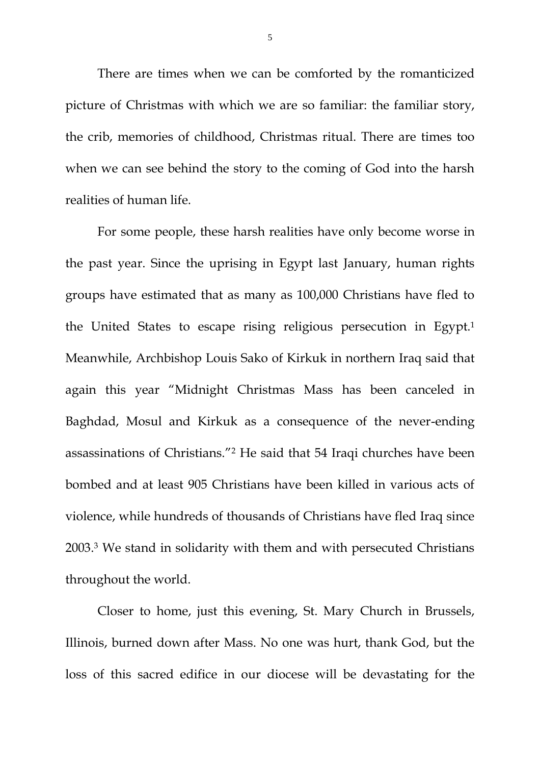There are times when we can be comforted by the romanticized picture of Christmas with which we are so familiar: the familiar story, the crib, memories of childhood, Christmas ritual. There are times too when we can see behind the story to the coming of God into the harsh realities of human life.

For some people, these harsh realities have only become worse in the past year. Since the uprising in Egypt last January, human rights groups have estimated that as many as 100,000 Christians have fled to the United States to escape rising religious persecution in Egypt.[1] Meanwhile, Archbishop Louis Sako of Kirkuk in northern Iraq said that again this year "Midnight Christmas Mass has been canceled in Baghdad, Mosul and Kirkuk as a consequence of the never-ending assassinations of Christians."[2] He said that 54 Iraqi churches have been bombed and at least 905 Christians have been killed in various acts of violence, while hundreds of thousands of Christians have fled Iraq since 2003.[3] We stand in solidarity with them and with persecuted Christians throughout the world.

Closer to home, just this evening, St. Mary Church in Brussels, Illinois, burned down after Mass. No one was hurt, thank God, but the loss of this sacred edifice in our diocese will be devastating for the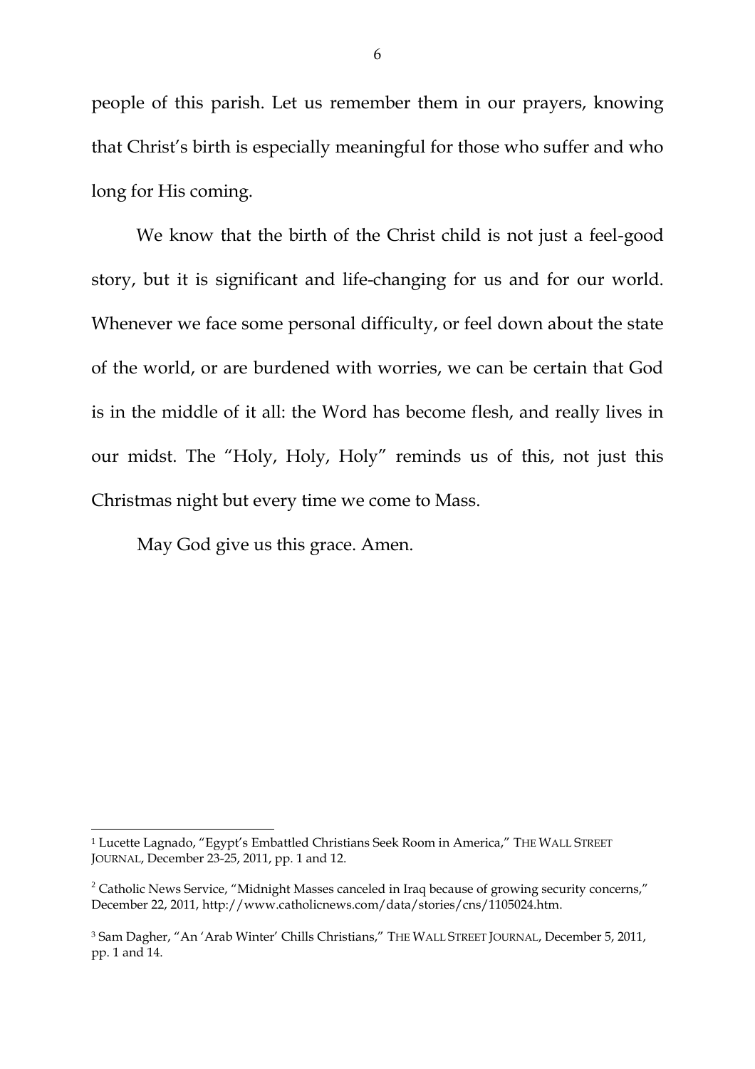people of this parish. Let us remember them in our prayers, knowing that Christ's birth is especially meaningful for those who suffer and who long for His coming.

We know that the birth of the Christ child is not just a feel-good story, but it is significant and life-changing for us and for our world. Whenever we face some personal difficulty, or feel down about the state of the world, or are burdened with worries, we can be certain that God is in the middle of it all: the Word has become flesh, and really lives in our midst. The "Holy, Holy, Holy" reminds us of this, not just this Christmas night but every time we come to Mass.

May God give us this grace. Amen.

---

[1] Lucette Lagnado, "Egypt's Embattled Christians Seek Room in America," THE WALL STREET JOURNAL, December 23-25, 2011, pp. 1 and 12.

[2] Catholic News Service, "Midnight Masses canceled in Iraq because of growing security concerns," December 22, 2011, http://www.catholicnews.com/data/stories/cns/1105024.htm.

[3] Sam Dagher, "An 'Arab Winter' Chills Christians," THE WALL STREET JOURNAL, December 5, 2011, pp. 1 and 14.